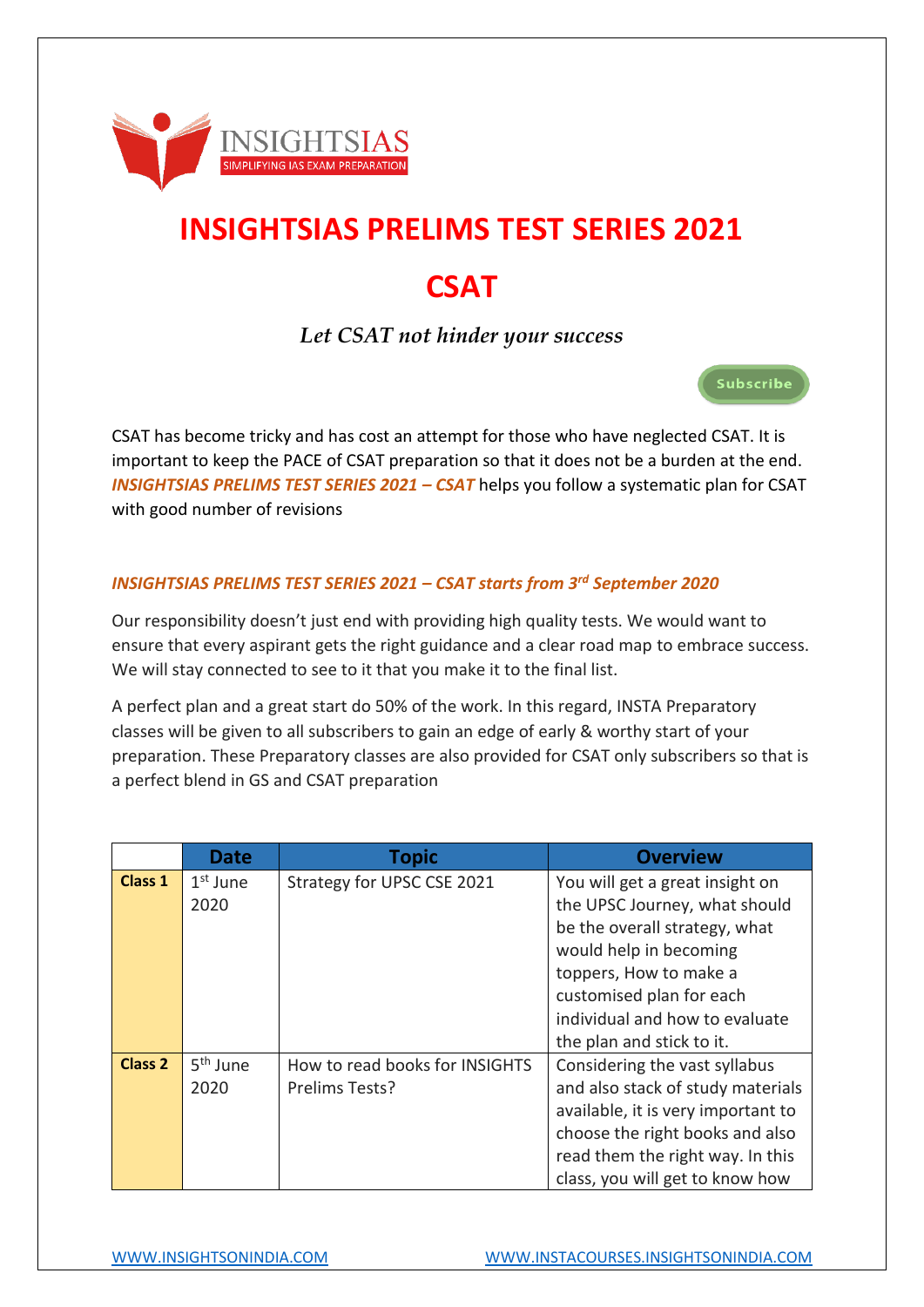# INSIGHTSIAS PRELIMS TEST SERIES 2021

# CSAT

*Let CSAT not hinder your success*

Subscribe

CSAT has become tricky and has cost an attempt for those who have neglected CSAT. It is important to keep the PACE of CSAT preparation so that it does not be a burden at the end. ***INSIGHTSIAS PRELIMS TEST SERIES 2021 – CSAT*** helps you follow a systematic plan for CSAT with good number of revisions

***INSIGHTSIAS PRELIMS TEST SERIES 2021 – CSAT starts from 3rd September 2020***

Our responsibility doesn't just end with providing high quality tests. We would want to ensure that every aspirant gets the right guidance and a clear road map to embrace success. We will stay connected to see to it that you make it to the final list.

A perfect plan and a great start do 50% of the work. In this regard, INSTA Preparatory classes will be given to all subscribers to gain an edge of early & worthy start of your preparation. These Preparatory classes are also provided for CSAT only subscribers so that is a perfect blend in GS and CSAT preparation

| | Date | Topic | Overview |
|---|---|---|---|
| **Class 1** | 1st June 2020 | Strategy for UPSC CSE 2021 | You will get a great insight on the UPSC Journey, what should be the overall strategy, what would help in becoming toppers, How to make a customised plan for each individual and how to evaluate the plan and stick to it. |
| **Class 2** | 5th June 2020 | How to read books for INSIGHTS Prelims Tests? | Considering the vast syllabus and also stack of study materials available, it is very important to choose the right books and also read them the right way. In this class, you will get to know how |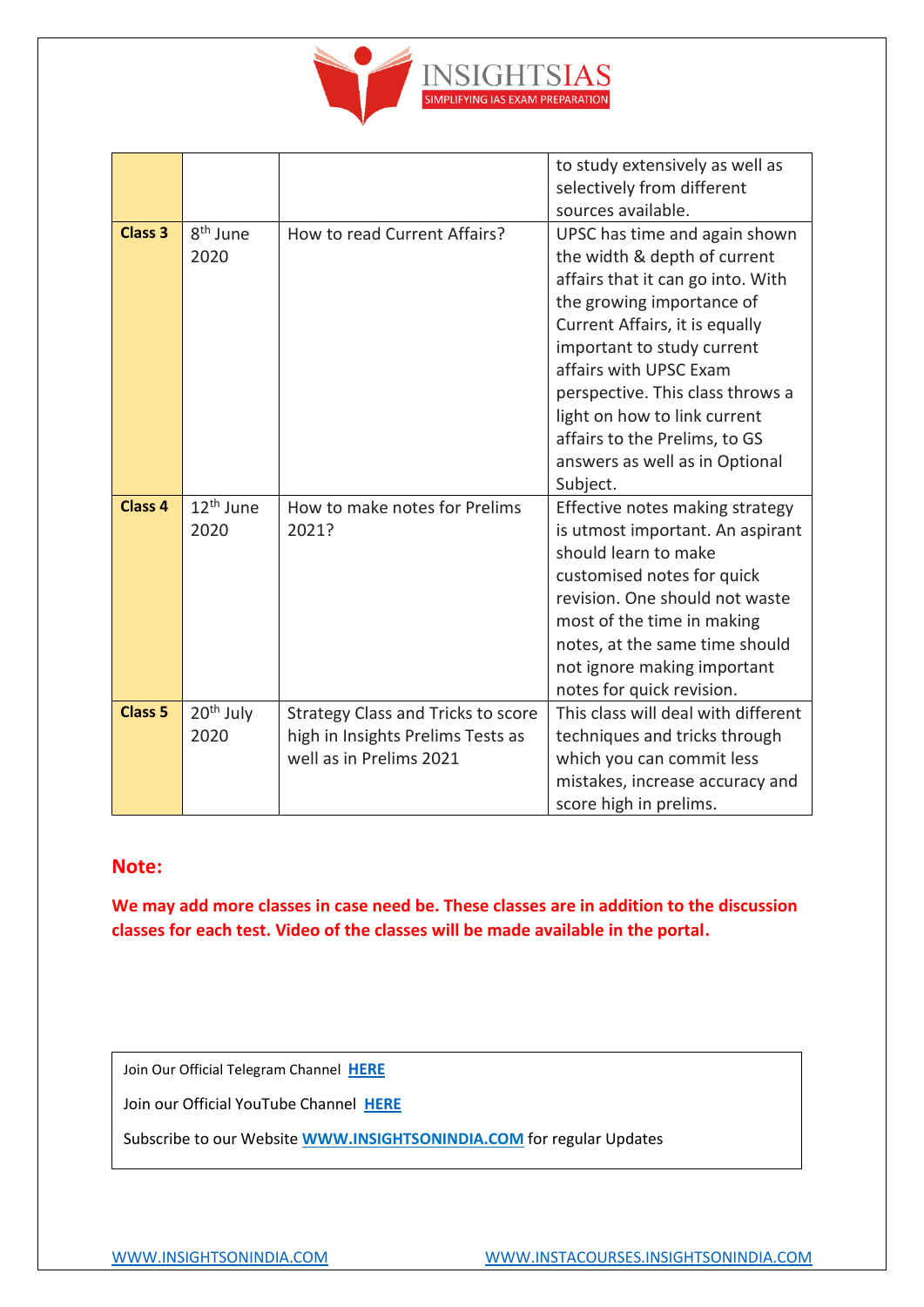| | | | |
|---|---|---|---|
| | | | to study extensively as well as selectively from different sources available. |
| **Class 3** | 8th June 2020 | How to read Current Affairs? | UPSC has time and again shown the width & depth of current affairs that it can go into. With the growing importance of Current Affairs, it is equally important to study current affairs with UPSC Exam perspective. This class throws a light on how to link current affairs to the Prelims, to GS answers as well as in Optional Subject. |
| **Class 4** | 12th June 2020 | How to make notes for Prelims 2021? | Effective notes making strategy is utmost important. An aspirant should learn to make customised notes for quick revision. One should not waste most of the time in making notes, at the same time should not ignore making important notes for quick revision. |
| **Class 5** | 20th July 2020 | Strategy Class and Tricks to score high in Insights Prelims Tests as well as in Prelims 2021 | This class will deal with different techniques and tricks through which you can commit less mistakes, increase accuracy and score high in prelims. |

## Note:

**We may add more classes in case need be. These classes are in addition to the discussion classes for each test. Video of the classes will be made available in the portal.**

Join Our Official Telegram Channel **HERE**

Join our Official YouTube Channel **HERE**

Subscribe to our Website **WWW.INSIGHTSONINDIA.COM** for regular Updates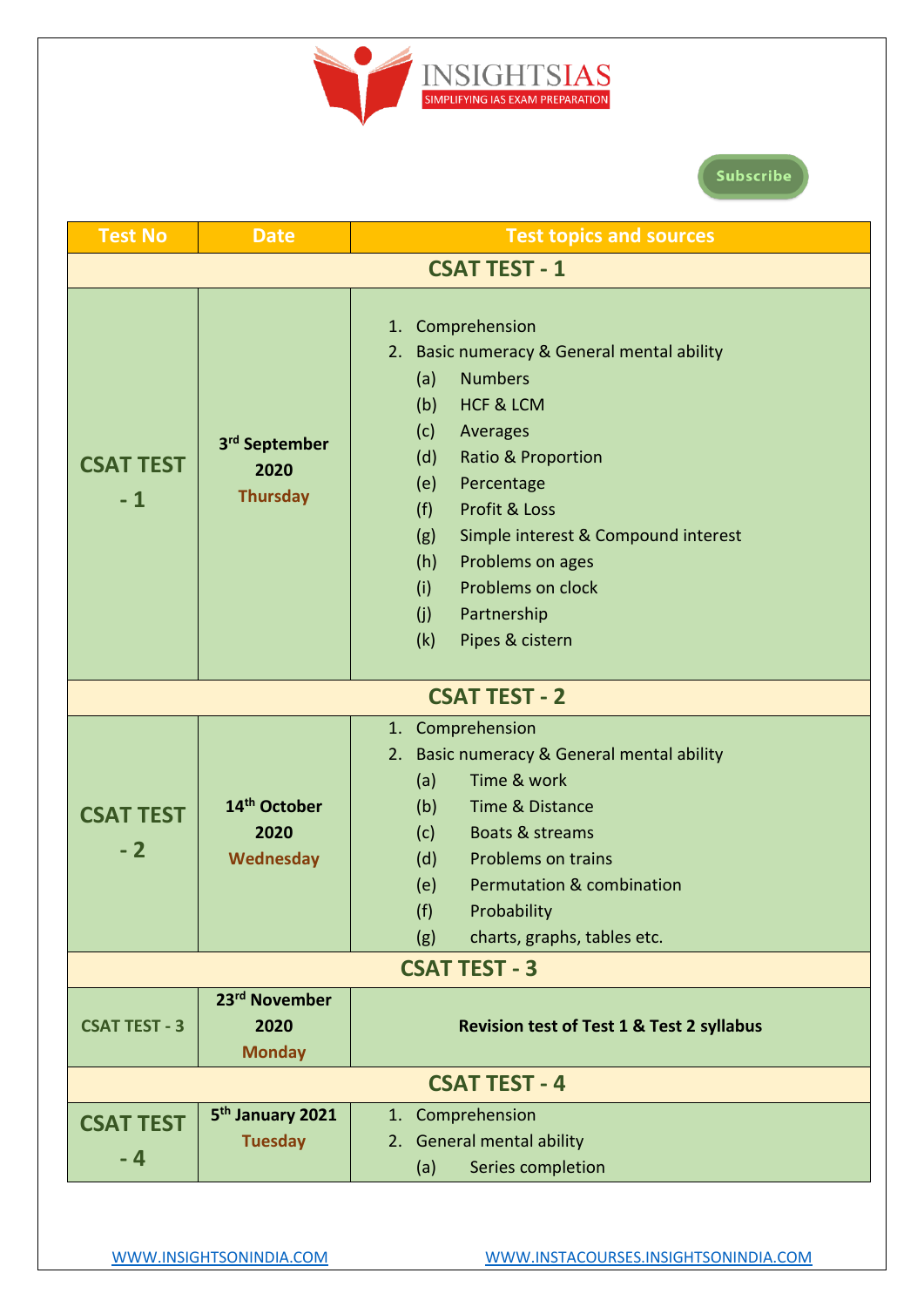| Test No | Date | Test topics and sources |
|---|---|---|
| **CSAT TEST - 1** | | |
| **CSAT TEST - 1** | **3rd September 2020** **Thursday** | 1. Comprehension<br>2. Basic numeracy & General mental ability<br>(a) Numbers<br>(b) HCF & LCM<br>(c) Averages<br>(d) Ratio & Proportion<br>(e) Percentage<br>(f) Profit & Loss<br>(g) Simple interest & Compound interest<br>(h) Problems on ages<br>(i) Problems on clock<br>(j) Partnership<br>(k) Pipes & cistern |
| **CSAT TEST - 2** | | |
| **CSAT TEST - 2** | **14th October 2020** **Wednesday** | 1. Comprehension<br>2. Basic numeracy & General mental ability<br>(a) Time & work<br>(b) Time & Distance<br>(c) Boats & streams<br>(d) Problems on trains<br>(e) Permutation & combination<br>(f) Probability<br>(g) charts, graphs, tables etc. |
| **CSAT TEST - 3** | | |
| **CSAT TEST - 3** | **23rd November 2020** **Monday** | **Revision test of Test 1 & Test 2 syllabus** |
| **CSAT TEST - 4** | | |
| **CSAT TEST - 4** | **5th January 2021** **Tuesday** | 1. Comprehension<br>2. General mental ability<br>(a) Series completion |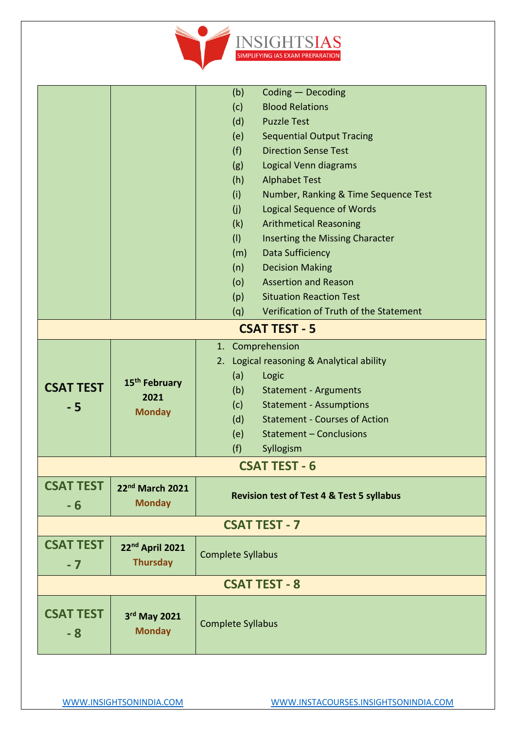| | | |
|---|---|---|
| | | (b) Coding — Decoding<br>(c) Blood Relations<br>(d) Puzzle Test<br>(e) Sequential Output Tracing<br>(f) Direction Sense Test<br>(g) Logical Venn diagrams<br>(h) Alphabet Test<br>(i) Number, Ranking & Time Sequence Test<br>(j) Logical Sequence of Words<br>(k) Arithmetical Reasoning<br>(l) Inserting the Missing Character<br>(m) Data Sufficiency<br>(n) Decision Making<br>(o) Assertion and Reason<br>(p) Situation Reaction Test<br>(q) Verification of Truth of the Statement |
| **CSAT TEST - 5** | | |
| **CSAT TEST - 5** | **15th February 2021**<br>**Monday** | 1. Comprehension<br>2. Logical reasoning & Analytical ability<br>(a) Logic<br>(b) Statement - Arguments<br>(c) Statement - Assumptions<br>(d) Statement - Courses of Action<br>(e) Statement – Conclusions<br>(f) Syllogism |
| **CSAT TEST - 6** | | |
| **CSAT TEST - 6** | **22nd March 2021**<br>**Monday** | **Revision test of Test 4 & Test 5 syllabus** |
| **CSAT TEST - 7** | | |
| **CSAT TEST - 7** | **22nd April 2021**<br>**Thursday** | Complete Syllabus |
| **CSAT TEST - 8** | | |
| **CSAT TEST - 8** | **3rd May 2021**<br>**Monday** | Complete Syllabus |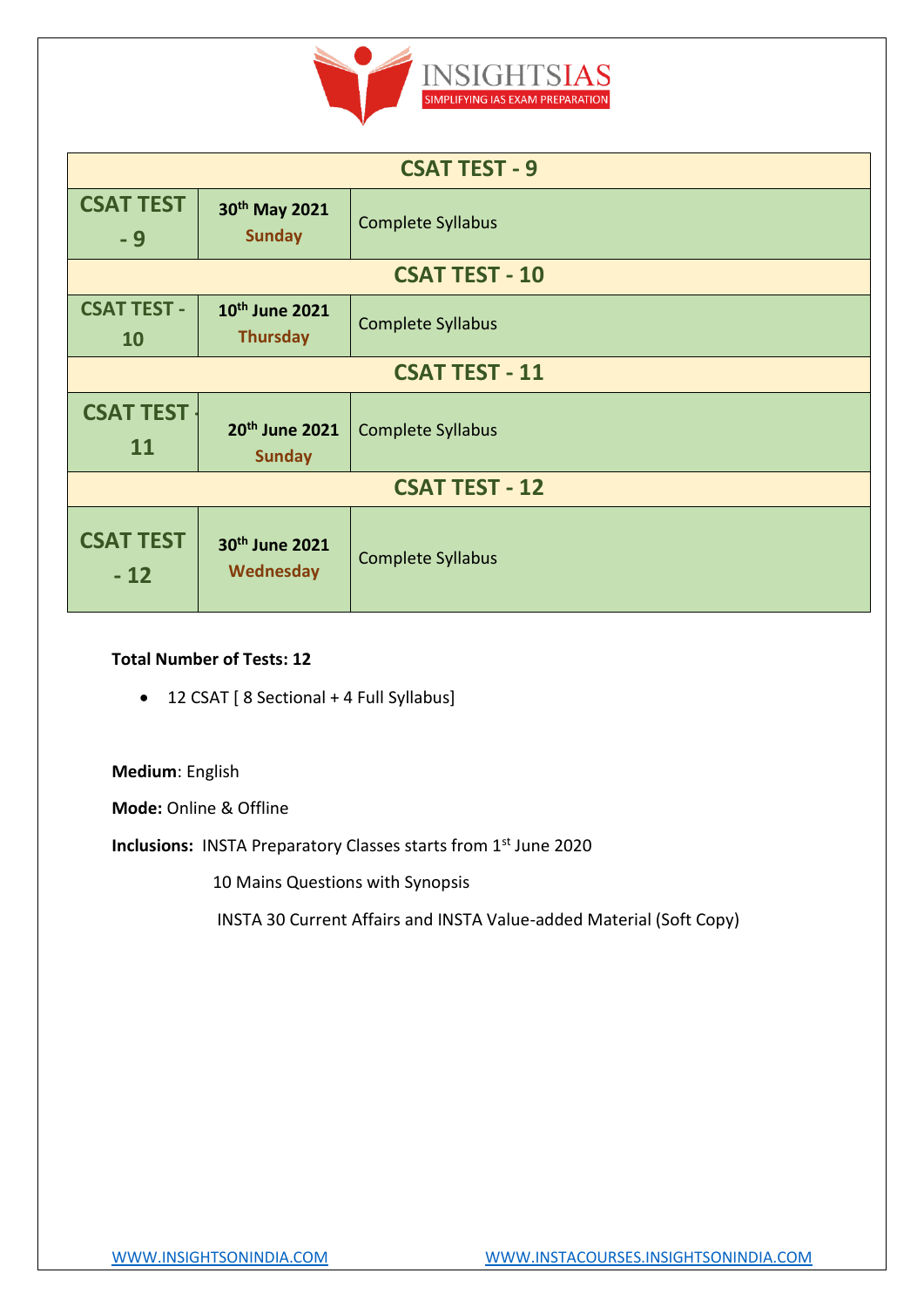| CSAT TEST - 9 | | |
|---|---|---|
| CSAT TEST - 9 | 30th May 2021 Sunday | Complete Syllabus |
| **CSAT TEST - 10** | | |
| CSAT TEST - 10 | 10th June 2021 Thursday | Complete Syllabus |
| **CSAT TEST - 11** | | |
| CSAT TEST - 11 | 20th June 2021 Sunday | Complete Syllabus |
| **CSAT TEST - 12** | | |
| CSAT TEST - 12 | 30th June 2021 Wednesday | Complete Syllabus |

**Total Number of Tests: 12**

- 12 CSAT [ 8 Sectional + 4 Full Syllabus]

**Medium**: English

**Mode:** Online & Offline

**Inclusions:** INSTA Preparatory Classes starts from 1st June 2020

10 Mains Questions with Synopsis

INSTA 30 Current Affairs and INSTA Value-added Material (Soft Copy)

WWW.INSIGHTSONINDIA.COM WWW.INSTACOURSES.INSIGHTSONINDIA.COM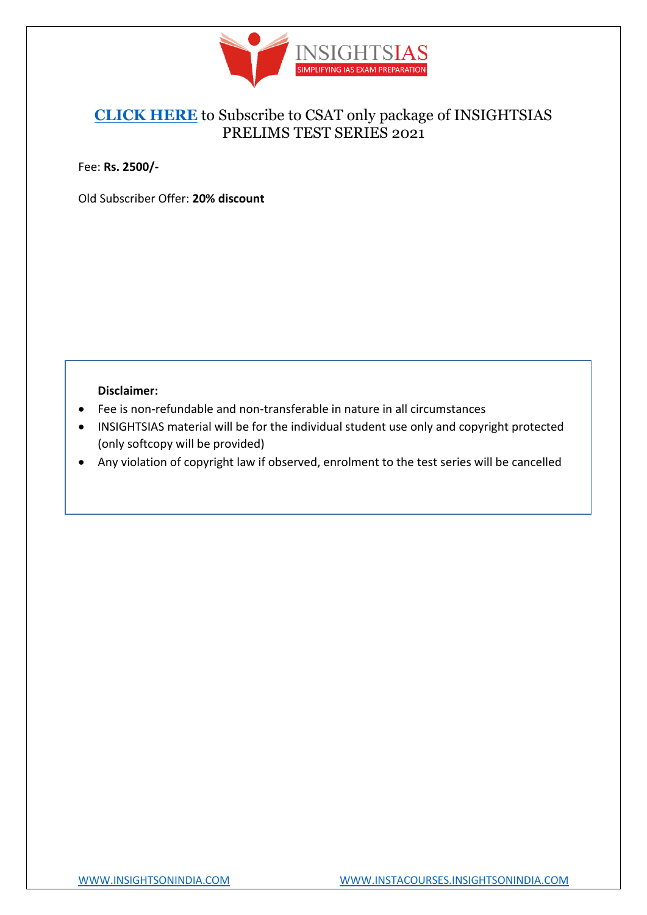**CLICK HERE** to Subscribe to CSAT only package of INSIGHTSIAS PRELIMS TEST SERIES 2021

Fee: **Rs. 2500/-**

Old Subscriber Offer: **20% discount**

**Disclaimer:**

- Fee is non-refundable and non-transferable in nature in all circumstances
- INSIGHTSIAS material will be for the individual student use only and copyright protected (only softcopy will be provided)
- Any violation of copyright law if observed, enrolment to the test series will be cancelled